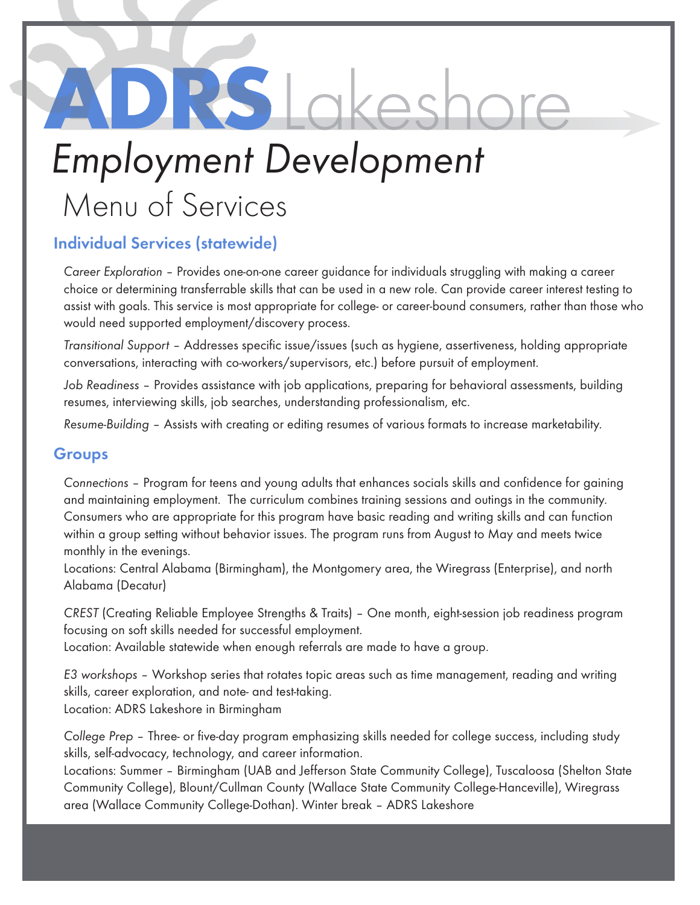# ADRS Lakeshore

# *Employment Development*

## Menu of Services

### Individual Services (statewide)

*Career Exploration* – Provides one-on-one career guidance for individuals struggling with making a career choice or determining transferrable skills that can be used in a new role. Can provide career interest testing to assist with goals. This service is most appropriate for college- or career-bound consumers, rather than those who would need supported employment/discovery process.

*Transitional Support* – Addresses specific issue/issues (such as hygiene, assertiveness, holding appropriate conversations, interacting with co-workers/supervisors, etc.) before pursuit of employment.

*Job Readiness* – Provides assistance with job applications, preparing for behavioral assessments, building resumes, interviewing skills, job searches, understanding professionalism, etc.

*Resume-Building* – Assists with creating or editing resumes of various formats to increase marketability.

### Groups

*Connections* – Program for teens and young adults that enhances socials skills and confidence for gaining and maintaining employment. The curriculum combines training sessions and outings in the community. Consumers who are appropriate for this program have basic reading and writing skills and can function within a group setting without behavior issues. The program runs from August to May and meets twice monthly in the evenings.
Locations: Central Alabama (Birmingham), the Montgomery area, the Wiregrass (Enterprise), and north Alabama (Decatur)

*CREST* (Creating Reliable Employee Strengths & Traits) – One month, eight-session job readiness program focusing on soft skills needed for successful employment.
Location: Available statewide when enough referrals are made to have a group.

*E3 workshops* – Workshop series that rotates topic areas such as time management, reading and writing skills, career exploration, and note- and test-taking.
Location: ADRS Lakeshore in Birmingham

*College Prep* – Three- or five-day program emphasizing skills needed for college success, including study skills, self-advocacy, technology, and career information.
Locations: Summer – Birmingham (UAB and Jefferson State Community College), Tuscaloosa (Shelton State Community College), Blount/Cullman County (Wallace State Community College-Hanceville), Wiregrass area (Wallace Community College-Dothan). Winter break – ADRS Lakeshore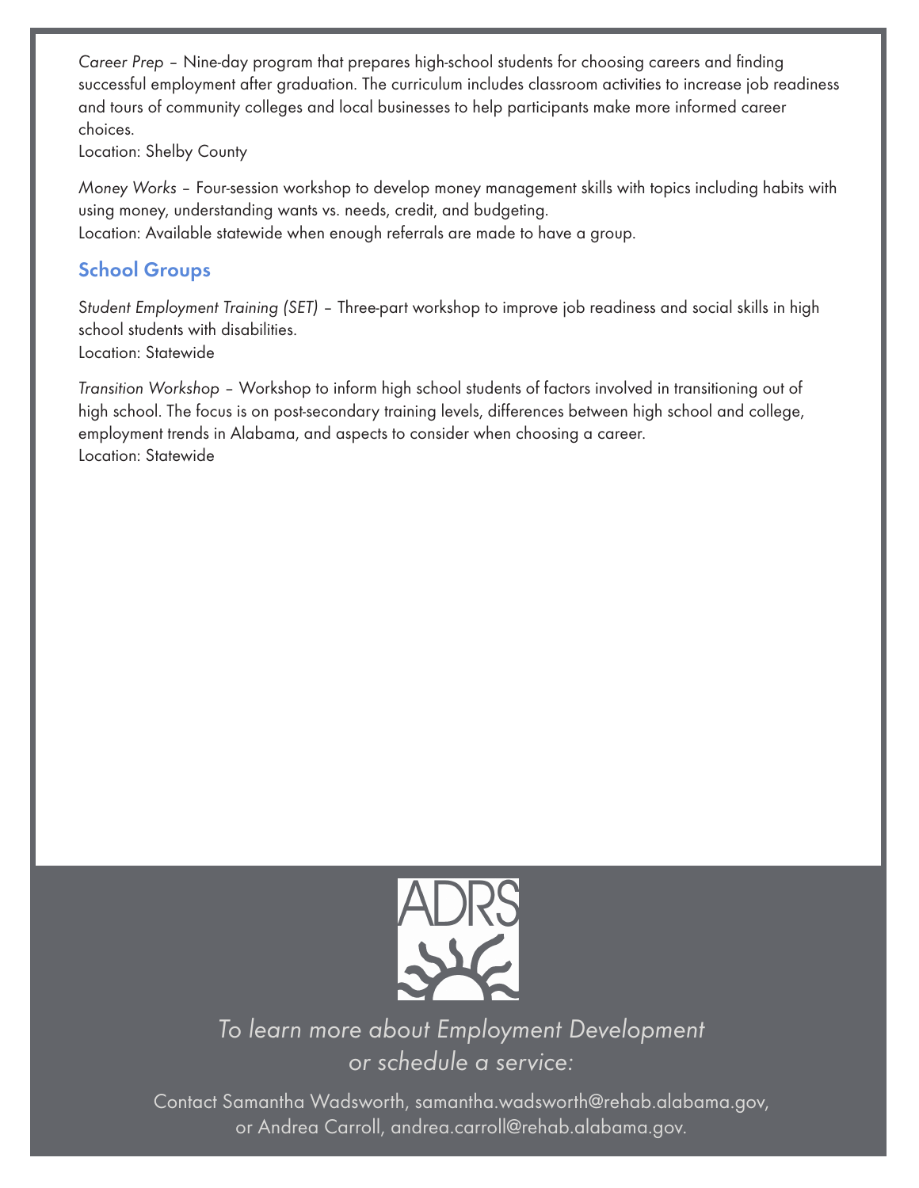*Career Prep* – Nine-day program that prepares high-school students for choosing careers and finding successful employment after graduation. The curriculum includes classroom activities to increase job readiness and tours of community colleges and local businesses to help participants make more informed career choices.
Location: Shelby County

*Money Works* – Four-session workshop to develop money management skills with topics including habits with using money, understanding wants vs. needs, credit, and budgeting.
Location: Available statewide when enough referrals are made to have a group.

## School Groups

*Student Employment Training (SET)* – Three-part workshop to improve job readiness and social skills in high school students with disabilities.
Location: Statewide

*Transition Workshop* – Workshop to inform high school students of factors involved in transitioning out of high school. The focus is on post-secondary training levels, differences between high school and college, employment trends in Alabama, and aspects to consider when choosing a career.
Location: Statewide

ADRS

*To learn more about Employment Development or schedule a service:*

Contact Samantha Wadsworth, samantha.wadsworth@rehab.alabama.gov, or Andrea Carroll, andrea.carroll@rehab.alabama.gov.